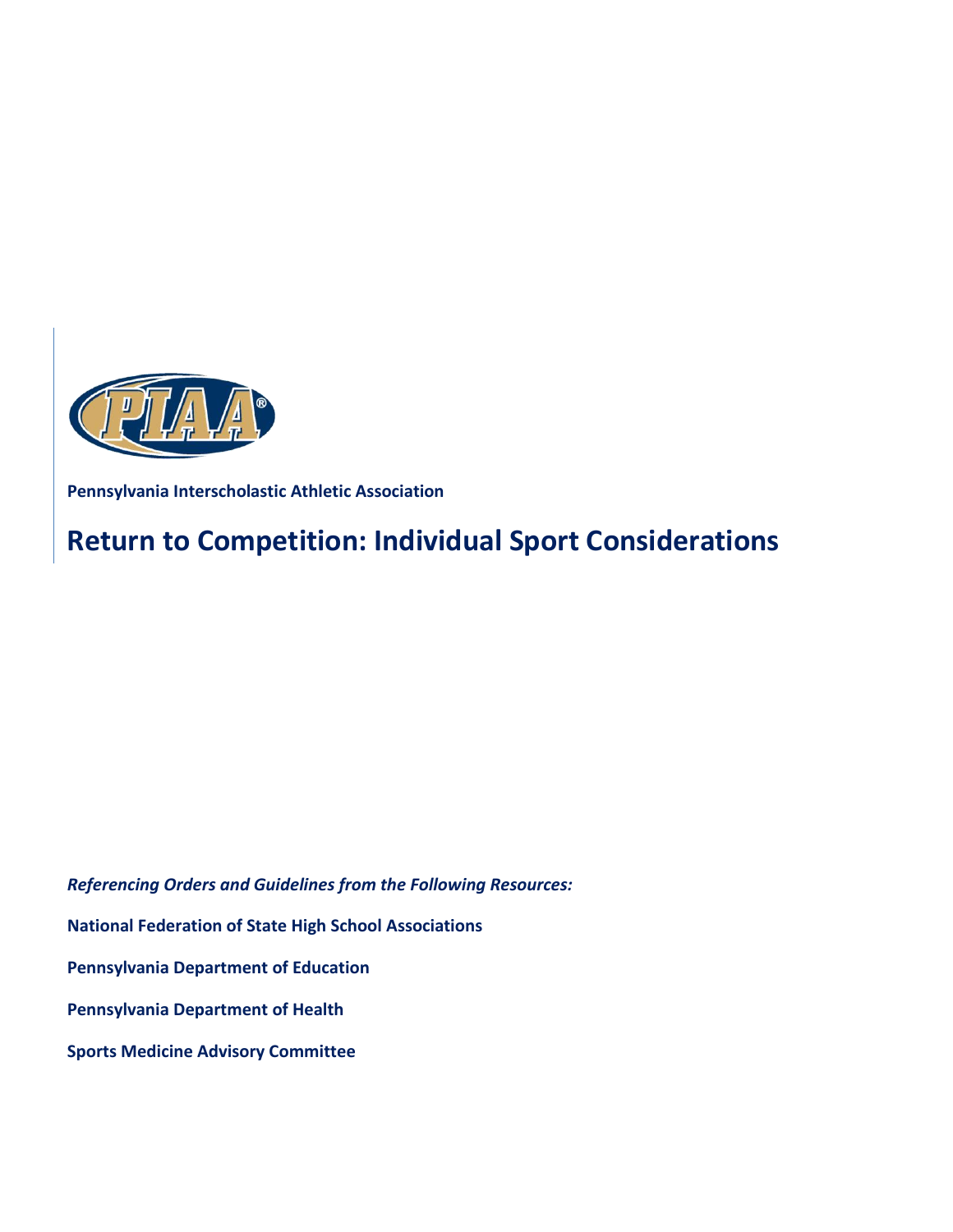**Pennsylvania Interscholastic Athletic Association**

# Return to Competition: Individual Sport Considerations

***Referencing Orders and Guidelines from the Following Resources:***

**National Federation of State High School Associations**

**Pennsylvania Department of Education**

**Pennsylvania Department of Health**

**Sports Medicine Advisory Committee**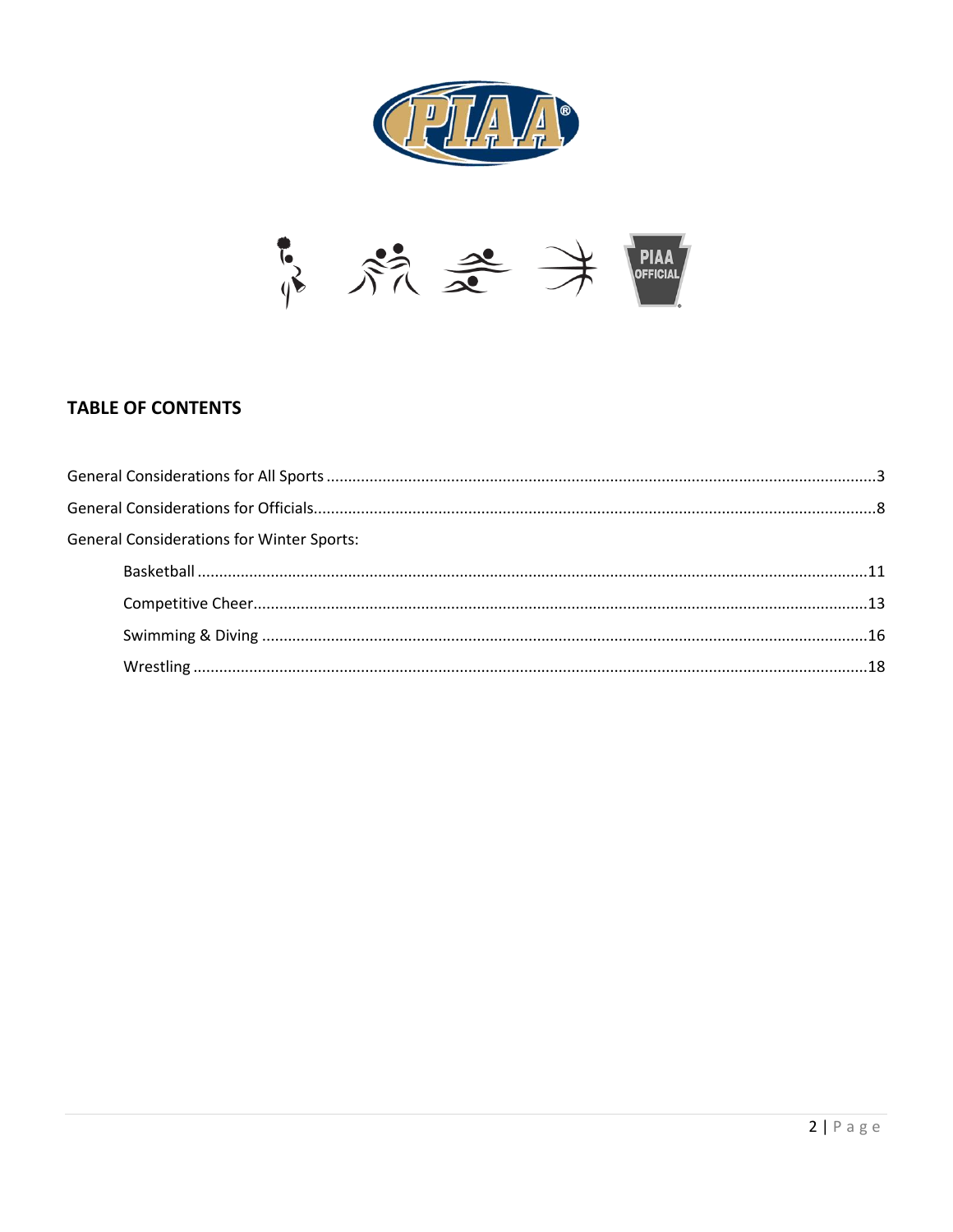## TABLE OF CONTENTS

General Considerations for All Sports ........................................................................................................3

General Considerations for Officials..........................................................................................................8

General Considerations for Winter Sports:

- Basketball ..........................................................................................................................................11
- Competitive Cheer..............................................................................................................................13
- Swimming & Diving ...........................................................................................................................16
- Wrestling ...........................................................................................................................................18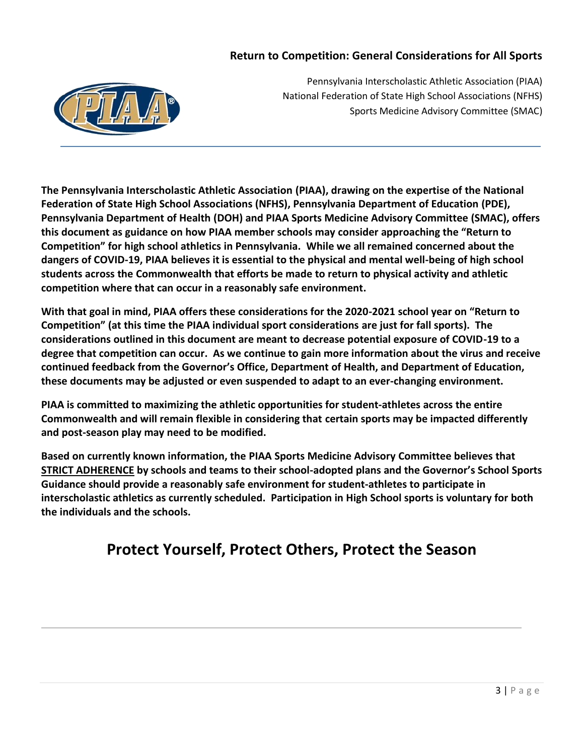## Return to Competition: General Considerations for All Sports

Pennsylvania Interscholastic Athletic Association (PIAA)
National Federation of State High School Associations (NFHS)
Sports Medicine Advisory Committee (SMAC)

**The Pennsylvania Interscholastic Athletic Association (PIAA), drawing on the expertise of the National Federation of State High School Associations (NFHS), Pennsylvania Department of Education (PDE), Pennsylvania Department of Health (DOH) and PIAA Sports Medicine Advisory Committee (SMAC), offers this document as guidance on how PIAA member schools may consider approaching the "Return to Competition" for high school athletics in Pennsylvania. While we all remained concerned about the dangers of COVID-19, PIAA believes it is essential to the physical and mental well-being of high school students across the Commonwealth that efforts be made to return to physical activity and athletic competition where that can occur in a reasonably safe environment.**

**With that goal in mind, PIAA offers these considerations for the 2020-2021 school year on "Return to Competition" (at this time the PIAA individual sport considerations are just for fall sports). The considerations outlined in this document are meant to decrease potential exposure of COVID-19 to a degree that competition can occur. As we continue to gain more information about the virus and receive continued feedback from the Governor's Office, Department of Health, and Department of Education, these documents may be adjusted or even suspended to adapt to an ever-changing environment.**

**PIAA is committed to maximizing the athletic opportunities for student-athletes across the entire Commonwealth and will remain flexible in considering that certain sports may be impacted differently and post-season play may need to be modified.**

**Based on currently known information, the PIAA Sports Medicine Advisory Committee believes that <u>STRICT ADHERENCE</u> by schools and teams to their school-adopted plans and the Governor's School Sports Guidance should provide a reasonably safe environment for student-athletes to participate in interscholastic athletics as currently scheduled. Participation in High School sports is voluntary for both the individuals and the schools.**

# Protect Yourself, Protect Others, Protect the Season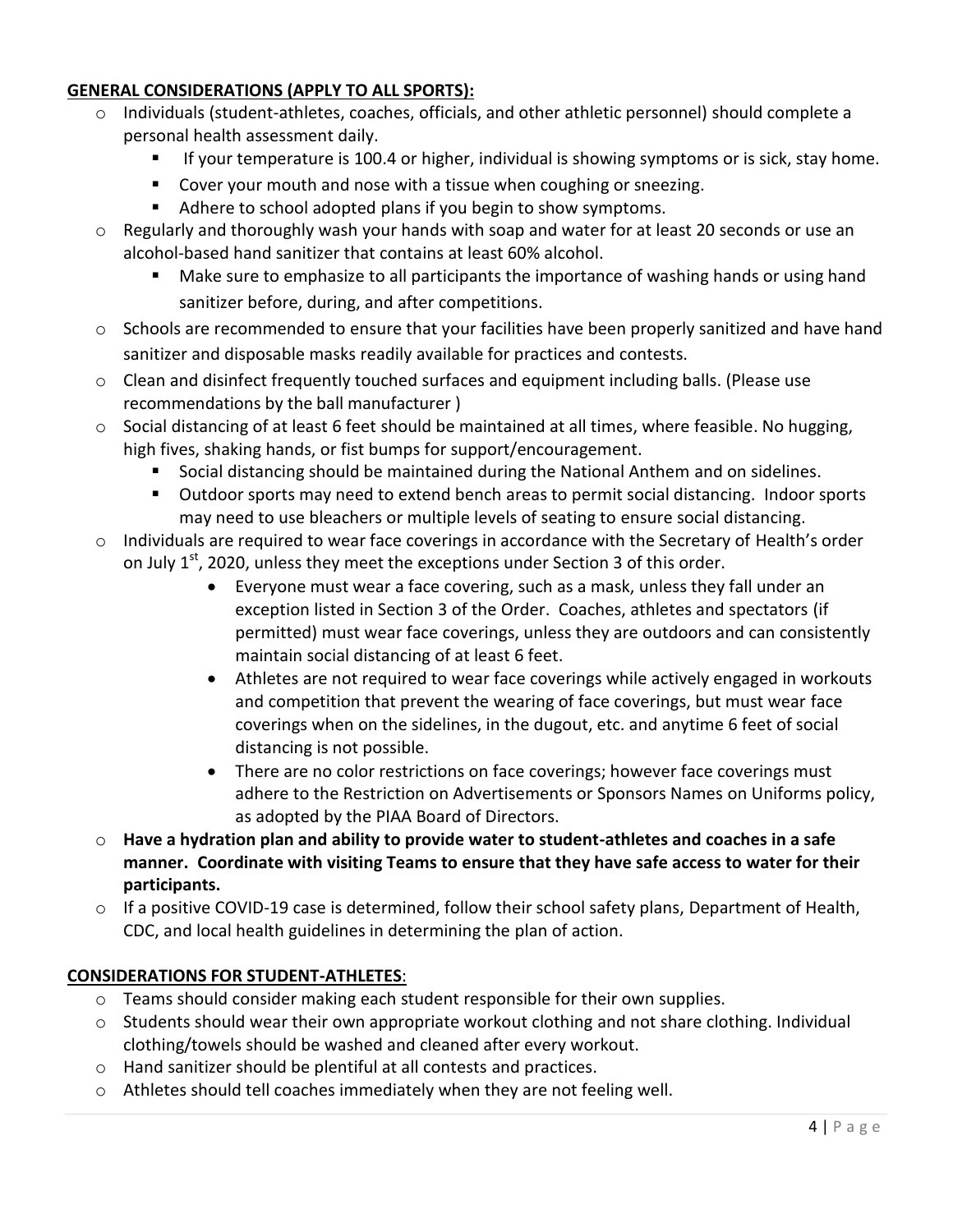**GENERAL CONSIDERATIONS (APPLY TO ALL SPORTS):**

- Individuals (student-athletes, coaches, officials, and other athletic personnel) should complete a personal health assessment daily.
  - If your temperature is 100.4 or higher, individual is showing symptoms or is sick, stay home.
  - Cover your mouth and nose with a tissue when coughing or sneezing.
  - Adhere to school adopted plans if you begin to show symptoms.
- Regularly and thoroughly wash your hands with soap and water for at least 20 seconds or use an alcohol-based hand sanitizer that contains at least 60% alcohol.
  - Make sure to emphasize to all participants the importance of washing hands or using hand sanitizer before, during, and after competitions.
- Schools are recommended to ensure that your facilities have been properly sanitized and have hand sanitizer and disposable masks readily available for practices and contests.
- Clean and disinfect frequently touched surfaces and equipment including balls. (Please use recommendations by the ball manufacturer )
- Social distancing of at least 6 feet should be maintained at all times, where feasible. No hugging, high fives, shaking hands, or fist bumps for support/encouragement.
  - Social distancing should be maintained during the National Anthem and on sidelines.
  - Outdoor sports may need to extend bench areas to permit social distancing. Indoor sports may need to use bleachers or multiple levels of seating to ensure social distancing.
- Individuals are required to wear face coverings in accordance with the Secretary of Health's order on July 1st, 2020, unless they meet the exceptions under Section 3 of this order.
  - Everyone must wear a face covering, such as a mask, unless they fall under an exception listed in Section 3 of the Order. Coaches, athletes and spectators (if permitted) must wear face coverings, unless they are outdoors and can consistently maintain social distancing of at least 6 feet.
  - Athletes are not required to wear face coverings while actively engaged in workouts and competition that prevent the wearing of face coverings, but must wear face coverings when on the sidelines, in the dugout, etc. and anytime 6 feet of social distancing is not possible.
  - There are no color restrictions on face coverings; however face coverings must adhere to the Restriction on Advertisements or Sponsors Names on Uniforms policy, as adopted by the PIAA Board of Directors.
- **Have a hydration plan and ability to provide water to student-athletes and coaches in a safe manner. Coordinate with visiting Teams to ensure that they have safe access to water for their participants.**
- If a positive COVID-19 case is determined, follow their school safety plans, Department of Health, CDC, and local health guidelines in determining the plan of action.

**CONSIDERATIONS FOR STUDENT-ATHLETES**:

- Teams should consider making each student responsible for their own supplies.
- Students should wear their own appropriate workout clothing and not share clothing. Individual clothing/towels should be washed and cleaned after every workout.
- Hand sanitizer should be plentiful at all contests and practices.
- Athletes should tell coaches immediately when they are not feeling well.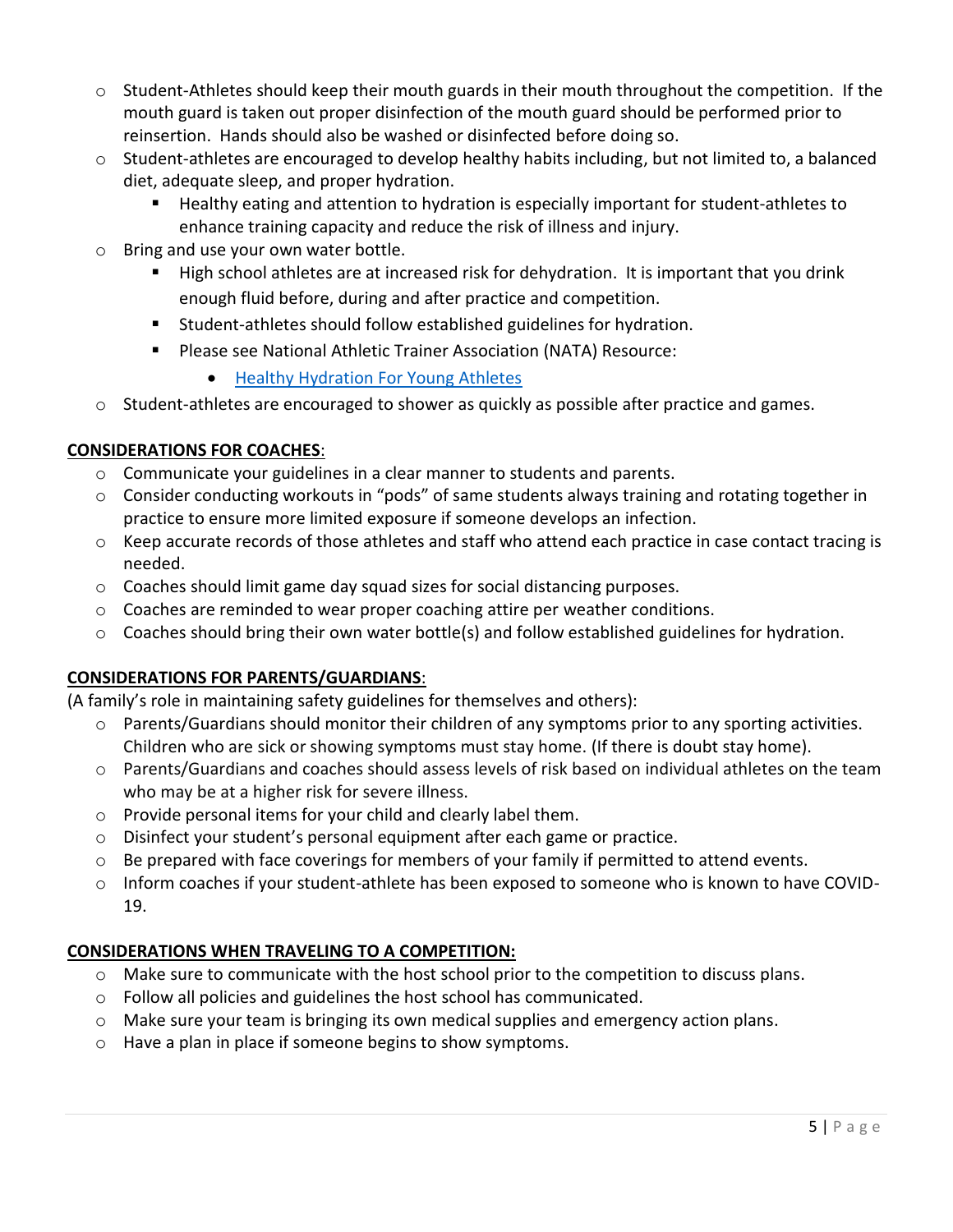- Student-Athletes should keep their mouth guards in their mouth throughout the competition. If the mouth guard is taken out proper disinfection of the mouth guard should be performed prior to reinsertion. Hands should also be washed or disinfected before doing so.
- Student-athletes are encouraged to develop healthy habits including, but not limited to, a balanced diet, adequate sleep, and proper hydration.
  - Healthy eating and attention to hydration is especially important for student-athletes to enhance training capacity and reduce the risk of illness and injury.
- Bring and use your own water bottle.
  - High school athletes are at increased risk for dehydration. It is important that you drink enough fluid before, during and after practice and competition.
  - Student-athletes should follow established guidelines for hydration.
  - Please see National Athletic Trainer Association (NATA) Resource:
    - Healthy Hydration For Young Athletes
- Student-athletes are encouraged to shower as quickly as possible after practice and games.

**CONSIDERATIONS FOR COACHES**:

- Communicate your guidelines in a clear manner to students and parents.
- Consider conducting workouts in "pods" of same students always training and rotating together in practice to ensure more limited exposure if someone develops an infection.
- Keep accurate records of those athletes and staff who attend each practice in case contact tracing is needed.
- Coaches should limit game day squad sizes for social distancing purposes.
- Coaches are reminded to wear proper coaching attire per weather conditions.
- Coaches should bring their own water bottle(s) and follow established guidelines for hydration.

**CONSIDERATIONS FOR PARENTS/GUARDIANS**:

(A family's role in maintaining safety guidelines for themselves and others):

- Parents/Guardians should monitor their children of any symptoms prior to any sporting activities. Children who are sick or showing symptoms must stay home. (If there is doubt stay home).
- Parents/Guardians and coaches should assess levels of risk based on individual athletes on the team who may be at a higher risk for severe illness.
- Provide personal items for your child and clearly label them.
- Disinfect your student's personal equipment after each game or practice.
- Be prepared with face coverings for members of your family if permitted to attend events.
- Inform coaches if your student-athlete has been exposed to someone who is known to have COVID-19.

**CONSIDERATIONS WHEN TRAVELING TO A COMPETITION:**

- Make sure to communicate with the host school prior to the competition to discuss plans.
- Follow all policies and guidelines the host school has communicated.
- Make sure your team is bringing its own medical supplies and emergency action plans.
- Have a plan in place if someone begins to show symptoms.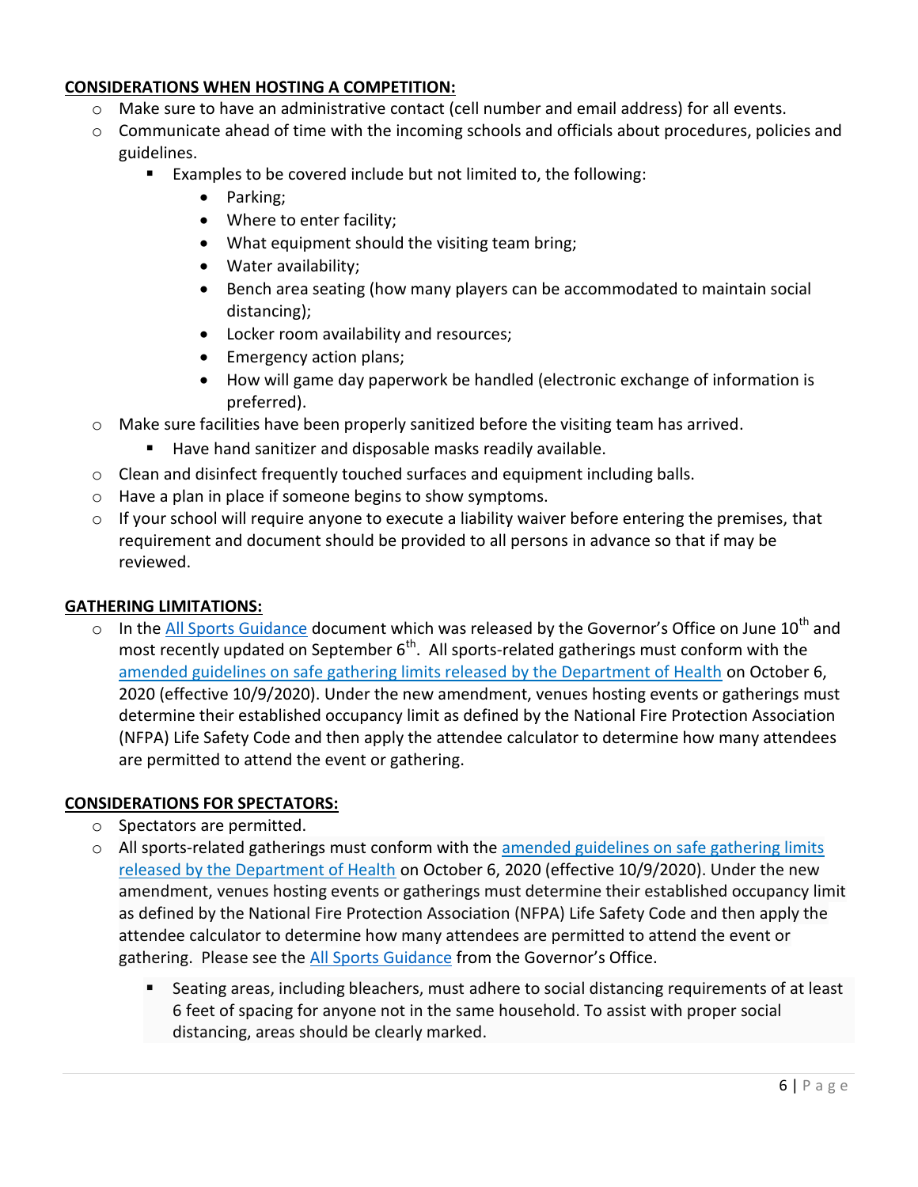**CONSIDERATIONS WHEN HOSTING A COMPETITION:**

- Make sure to have an administrative contact (cell number and email address) for all events.
- Communicate ahead of time with the incoming schools and officials about procedures, policies and guidelines.
  - Examples to be covered include but not limited to, the following:
    - Parking;
    - Where to enter facility;
    - What equipment should the visiting team bring;
    - Water availability;
    - Bench area seating (how many players can be accommodated to maintain social distancing);
    - Locker room availability and resources;
    - Emergency action plans;
    - How will game day paperwork be handled (electronic exchange of information is preferred).
- Make sure facilities have been properly sanitized before the visiting team has arrived.
  - Have hand sanitizer and disposable masks readily available.
- Clean and disinfect frequently touched surfaces and equipment including balls.
- Have a plan in place if someone begins to show symptoms.
- If your school will require anyone to execute a liability waiver before entering the premises, that requirement and document should be provided to all persons in advance so that if may be reviewed.

**GATHERING LIMITATIONS:**

- In the All Sports Guidance document which was released by the Governor's Office on June 10th and most recently updated on September 6th. All sports-related gatherings must conform with the amended guidelines on safe gathering limits released by the Department of Health on October 6, 2020 (effective 10/9/2020). Under the new amendment, venues hosting events or gatherings must determine their established occupancy limit as defined by the National Fire Protection Association (NFPA) Life Safety Code and then apply the attendee calculator to determine how many attendees are permitted to attend the event or gathering.

**CONSIDERATIONS FOR SPECTATORS:**

- Spectators are permitted.
- All sports-related gatherings must conform with the amended guidelines on safe gathering limits released by the Department of Health on October 6, 2020 (effective 10/9/2020). Under the new amendment, venues hosting events or gatherings must determine their established occupancy limit as defined by the National Fire Protection Association (NFPA) Life Safety Code and then apply the attendee calculator to determine how many attendees are permitted to attend the event or gathering. Please see the All Sports Guidance from the Governor's Office.
  - Seating areas, including bleachers, must adhere to social distancing requirements of at least 6 feet of spacing for anyone not in the same household. To assist with proper social distancing, areas should be clearly marked.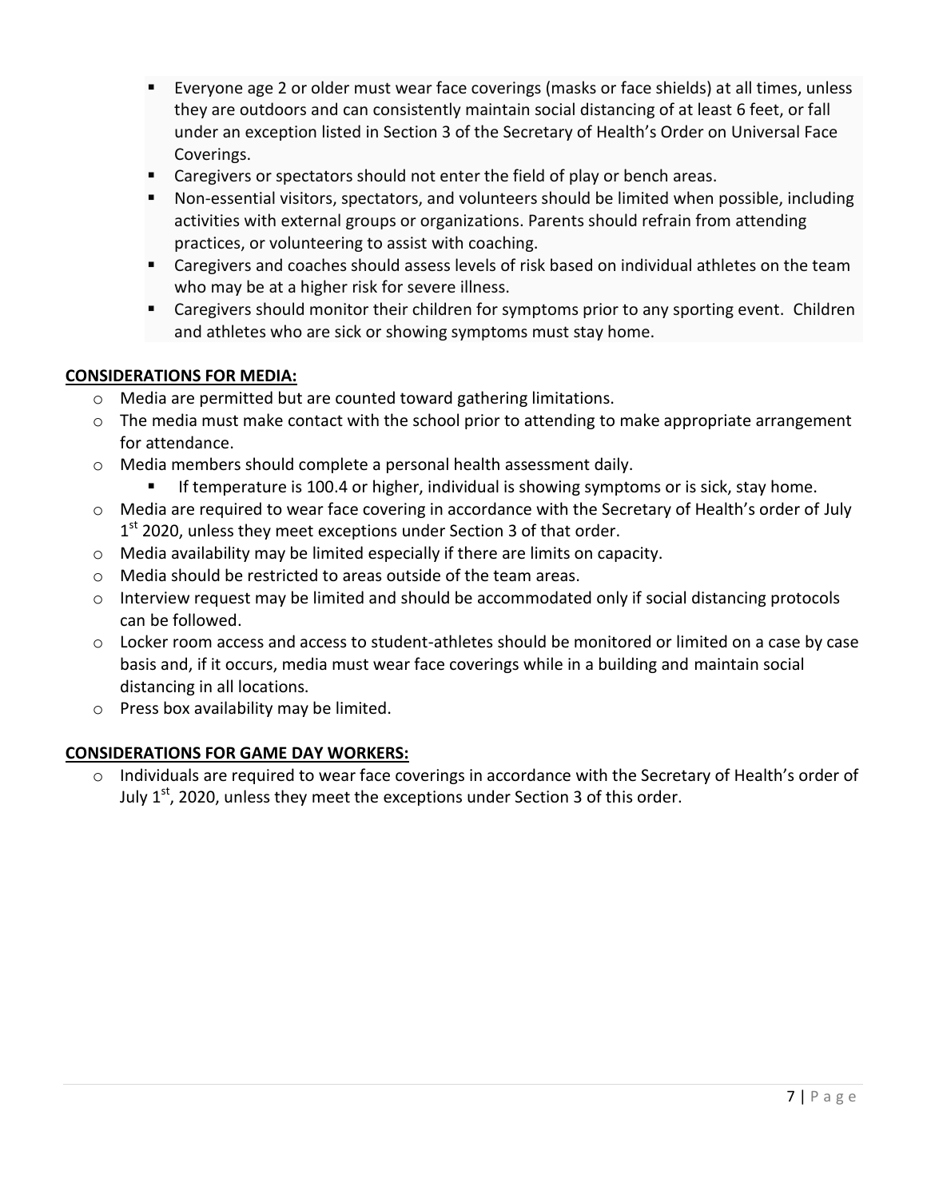- Everyone age 2 or older must wear face coverings (masks or face shields) at all times, unless they are outdoors and can consistently maintain social distancing of at least 6 feet, or fall under an exception listed in Section 3 of the Secretary of Health's Order on Universal Face Coverings.
- Caregivers or spectators should not enter the field of play or bench areas.
- Non-essential visitors, spectators, and volunteers should be limited when possible, including activities with external groups or organizations. Parents should refrain from attending practices, or volunteering to assist with coaching.
- Caregivers and coaches should assess levels of risk based on individual athletes on the team who may be at a higher risk for severe illness.
- Caregivers should monitor their children for symptoms prior to any sporting event. Children and athletes who are sick or showing symptoms must stay home.

**CONSIDERATIONS FOR MEDIA:**

- Media are permitted but are counted toward gathering limitations.
- The media must make contact with the school prior to attending to make appropriate arrangement for attendance.
- Media members should complete a personal health assessment daily.
  - If temperature is 100.4 or higher, individual is showing symptoms or is sick, stay home.
- Media are required to wear face covering in accordance with the Secretary of Health's order of July 1st 2020, unless they meet exceptions under Section 3 of that order.
- Media availability may be limited especially if there are limits on capacity.
- Media should be restricted to areas outside of the team areas.
- Interview request may be limited and should be accommodated only if social distancing protocols can be followed.
- Locker room access and access to student-athletes should be monitored or limited on a case by case basis and, if it occurs, media must wear face coverings while in a building and maintain social distancing in all locations.
- Press box availability may be limited.

**CONSIDERATIONS FOR GAME DAY WORKERS:**

- Individuals are required to wear face coverings in accordance with the Secretary of Health's order of July 1st, 2020, unless they meet the exceptions under Section 3 of this order.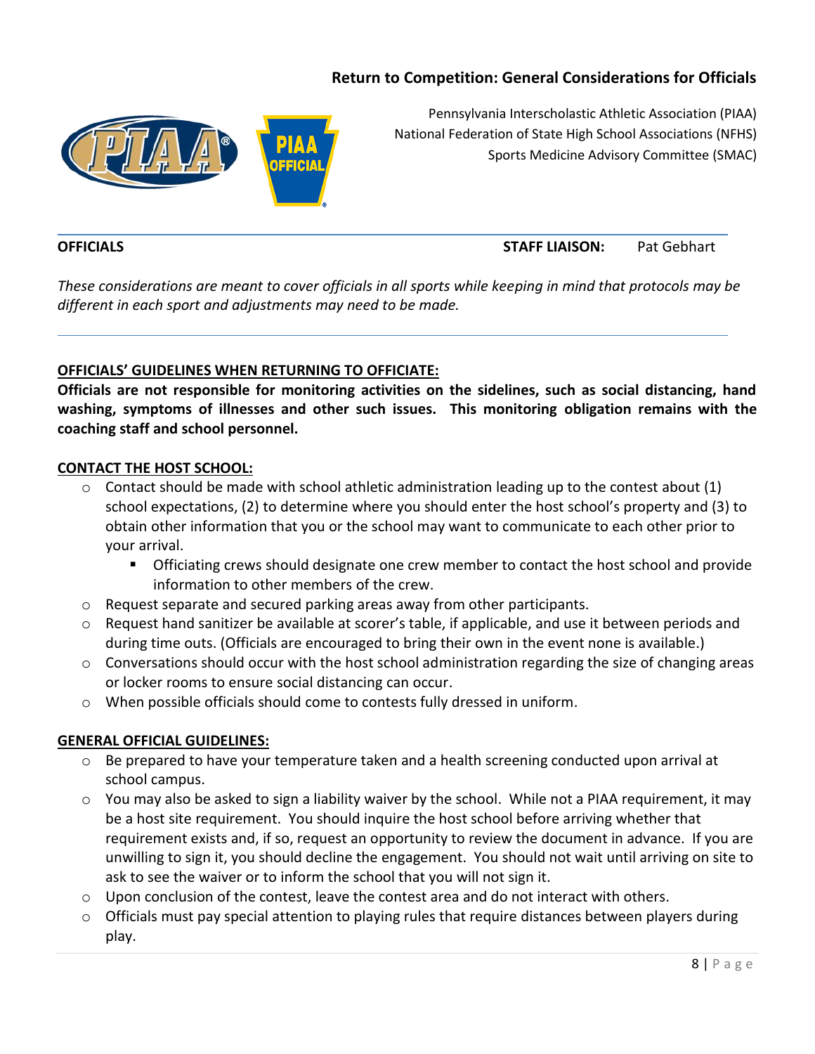## Return to Competition: General Considerations for Officials

Pennsylvania Interscholastic Athletic Association (PIAA)
National Federation of State High School Associations (NFHS)
Sports Medicine Advisory Committee (SMAC)

**OFFICIALS** **STAFF LIAISON:** Pat Gebhart

*These considerations are meant to cover officials in all sports while keeping in mind that protocols may be different in each sport and adjustments may need to be made.*

---

**OFFICIALS' GUIDELINES WHEN RETURNING TO OFFICIATE:**

**Officials are not responsible for monitoring activities on the sidelines, such as social distancing, hand washing, symptoms of illnesses and other such issues. This monitoring obligation remains with the coaching staff and school personnel.**

**CONTACT THE HOST SCHOOL:**

- Contact should be made with school athletic administration leading up to the contest about (1) school expectations, (2) to determine where you should enter the host school's property and (3) to obtain other information that you or the school may want to communicate to each other prior to your arrival.
  - Officiating crews should designate one crew member to contact the host school and provide information to other members of the crew.
- Request separate and secured parking areas away from other participants.
- Request hand sanitizer be available at scorer's table, if applicable, and use it between periods and during time outs. (Officials are encouraged to bring their own in the event none is available.)
- Conversations should occur with the host school administration regarding the size of changing areas or locker rooms to ensure social distancing can occur.
- When possible officials should come to contests fully dressed in uniform.

**GENERAL OFFICIAL GUIDELINES:**

- Be prepared to have your temperature taken and a health screening conducted upon arrival at school campus.
- You may also be asked to sign a liability waiver by the school. While not a PIAA requirement, it may be a host site requirement. You should inquire the host school before arriving whether that requirement exists and, if so, request an opportunity to review the document in advance. If you are unwilling to sign it, you should decline the engagement. You should not wait until arriving on site to ask to see the waiver or to inform the school that you will not sign it.
- Upon conclusion of the contest, leave the contest area and do not interact with others.
- Officials must pay special attention to playing rules that require distances between players during play.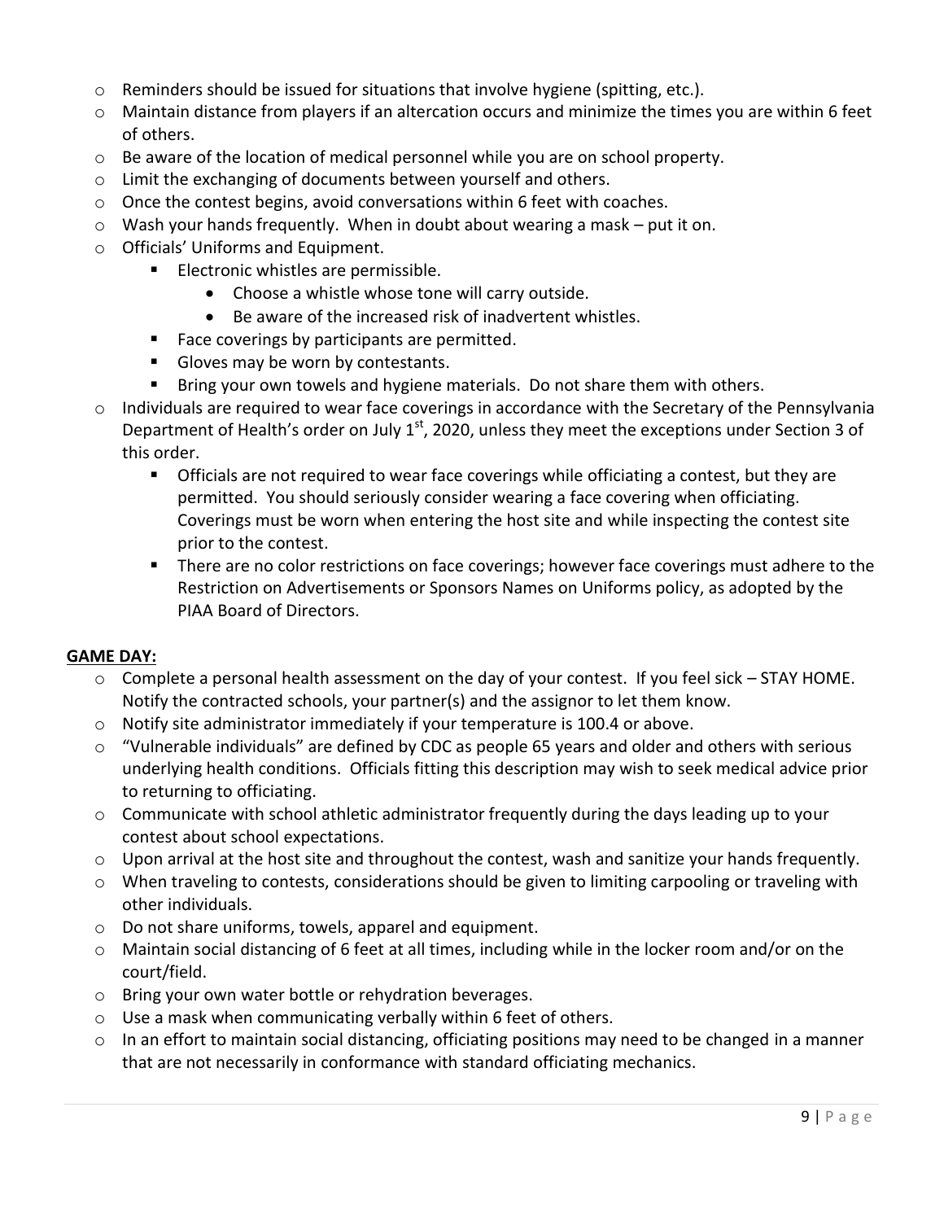- Reminders should be issued for situations that involve hygiene (spitting, etc.).
- Maintain distance from players if an altercation occurs and minimize the times you are within 6 feet of others.
- Be aware of the location of medical personnel while you are on school property.
- Limit the exchanging of documents between yourself and others.
- Once the contest begins, avoid conversations within 6 feet with coaches.
- Wash your hands frequently. When in doubt about wearing a mask – put it on.
- Officials' Uniforms and Equipment.
  - Electronic whistles are permissible.
    - Choose a whistle whose tone will carry outside.
    - Be aware of the increased risk of inadvertent whistles.
  - Face coverings by participants are permitted.
  - Gloves may be worn by contestants.
  - Bring your own towels and hygiene materials. Do not share them with others.
- Individuals are required to wear face coverings in accordance with the Secretary of the Pennsylvania Department of Health's order on July 1st, 2020, unless they meet the exceptions under Section 3 of this order.
  - Officials are not required to wear face coverings while officiating a contest, but they are permitted. You should seriously consider wearing a face covering when officiating. Coverings must be worn when entering the host site and while inspecting the contest site prior to the contest.
  - There are no color restrictions on face coverings; however face coverings must adhere to the Restriction on Advertisements or Sponsors Names on Uniforms policy, as adopted by the PIAA Board of Directors.

**GAME DAY:**

- Complete a personal health assessment on the day of your contest. If you feel sick – STAY HOME. Notify the contracted schools, your partner(s) and the assignor to let them know.
- Notify site administrator immediately if your temperature is 100.4 or above.
- "Vulnerable individuals" are defined by CDC as people 65 years and older and others with serious underlying health conditions. Officials fitting this description may wish to seek medical advice prior to returning to officiating.
- Communicate with school athletic administrator frequently during the days leading up to your contest about school expectations.
- Upon arrival at the host site and throughout the contest, wash and sanitize your hands frequently.
- When traveling to contests, considerations should be given to limiting carpooling or traveling with other individuals.
- Do not share uniforms, towels, apparel and equipment.
- Maintain social distancing of 6 feet at all times, including while in the locker room and/or on the court/field.
- Bring your own water bottle or rehydration beverages.
- Use a mask when communicating verbally within 6 feet of others.
- In an effort to maintain social distancing, officiating positions may need to be changed in a manner that are not necessarily in conformance with standard officiating mechanics.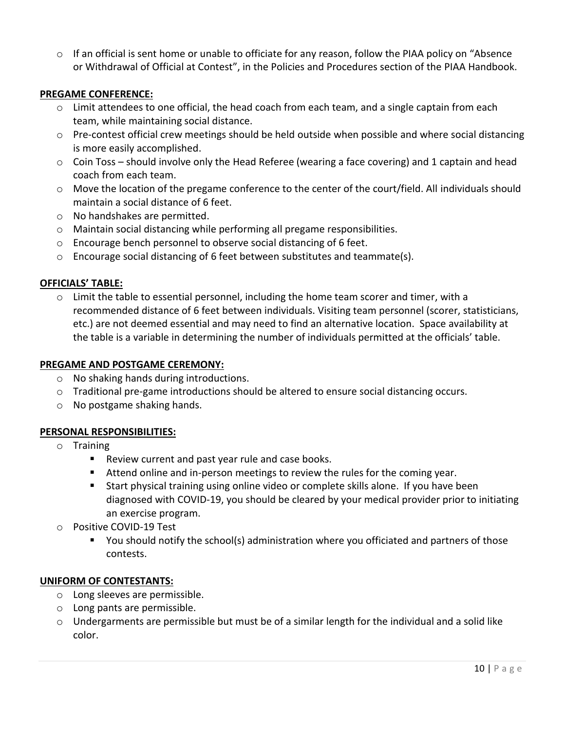- If an official is sent home or unable to officiate for any reason, follow the PIAA policy on "Absence or Withdrawal of Official at Contest", in the Policies and Procedures section of the PIAA Handbook.

**PREGAME CONFERENCE:**

- Limit attendees to one official, the head coach from each team, and a single captain from each team, while maintaining social distance.
- Pre-contest official crew meetings should be held outside when possible and where social distancing is more easily accomplished.
- Coin Toss – should involve only the Head Referee (wearing a face covering) and 1 captain and head coach from each team.
- Move the location of the pregame conference to the center of the court/field. All individuals should maintain a social distance of 6 feet.
- No handshakes are permitted.
- Maintain social distancing while performing all pregame responsibilities.
- Encourage bench personnel to observe social distancing of 6 feet.
- Encourage social distancing of 6 feet between substitutes and teammate(s).

**OFFICIALS' TABLE:**

- Limit the table to essential personnel, including the home team scorer and timer, with a recommended distance of 6 feet between individuals. Visiting team personnel (scorer, statisticians, etc.) are not deemed essential and may need to find an alternative location. Space availability at the table is a variable in determining the number of individuals permitted at the officials' table.

**PREGAME AND POSTGAME CEREMONY:**

- No shaking hands during introductions.
- Traditional pre-game introductions should be altered to ensure social distancing occurs.
- No postgame shaking hands.

**PERSONAL RESPONSIBILITIES:**

- Training
  - Review current and past year rule and case books.
  - Attend online and in-person meetings to review the rules for the coming year.
  - Start physical training using online video or complete skills alone. If you have been diagnosed with COVID-19, you should be cleared by your medical provider prior to initiating an exercise program.
- Positive COVID-19 Test
  - You should notify the school(s) administration where you officiated and partners of those contests.

**UNIFORM OF CONTESTANTS:**

- Long sleeves are permissible.
- Long pants are permissible.
- Undergarments are permissible but must be of a similar length for the individual and a solid like color.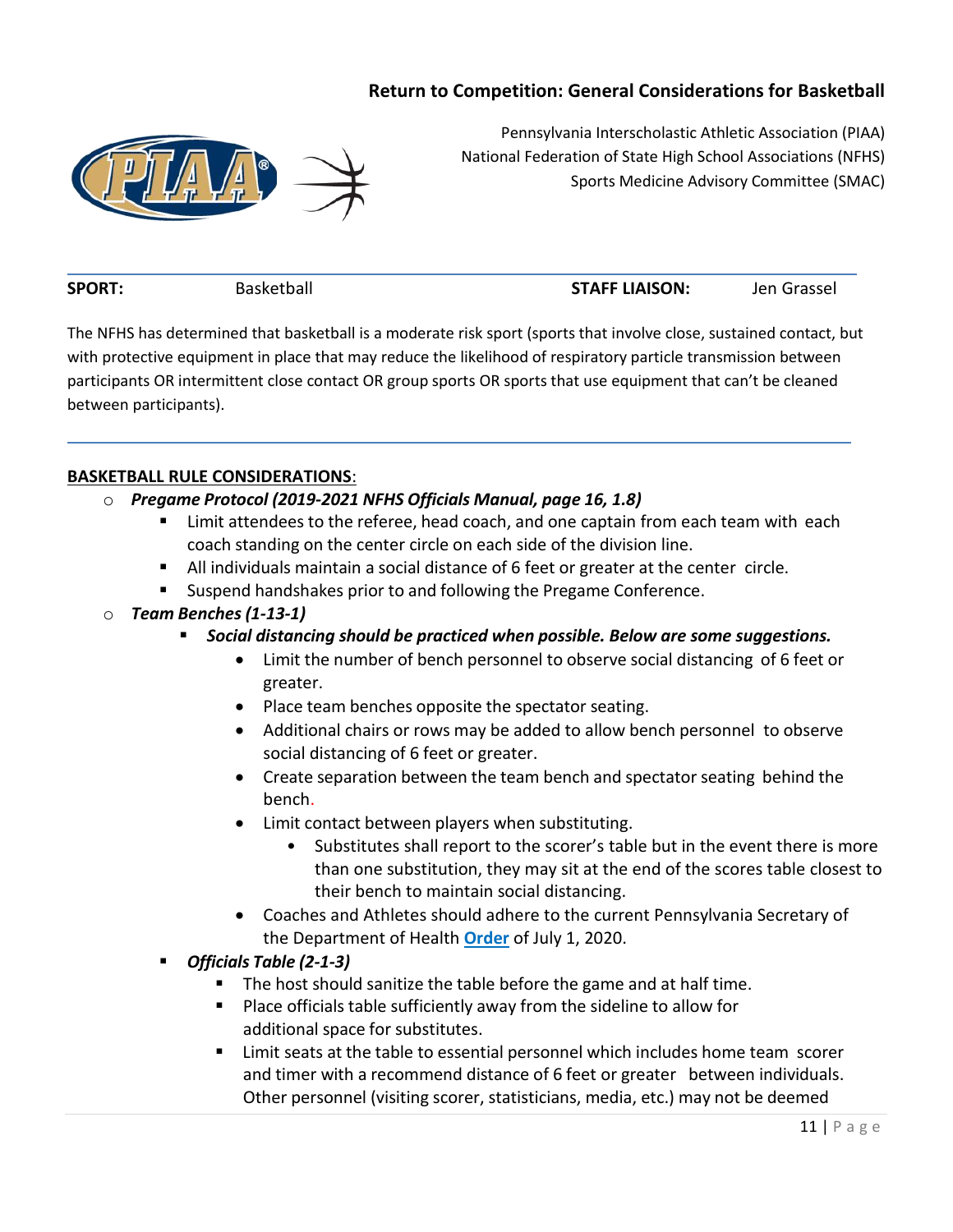## Return to Competition: General Considerations for Basketball

Pennsylvania Interscholastic Athletic Association (PIAA)
National Federation of State High School Associations (NFHS)
Sports Medicine Advisory Committee (SMAC)

**SPORT:** Basketball **STAFF LIAISON:** Jen Grassel

The NFHS has determined that basketball is a moderate risk sport (sports that involve close, sustained contact, but with protective equipment in place that may reduce the likelihood of respiratory particle transmission between participants OR intermittent close contact OR group sports OR sports that use equipment that can't be cleaned between participants).

**BASKETBALL RULE CONSIDERATIONS**:

- ***Pregame Protocol (2019-2021 NFHS Officials Manual, page 16, 1.8)***
  - Limit attendees to the referee, head coach, and one captain from each team with each coach standing on the center circle on each side of the division line.
  - All individuals maintain a social distance of 6 feet or greater at the center circle.
  - Suspend handshakes prior to and following the Pregame Conference.
- ***Team Benches (1-13-1)***
  - ***Social distancing should be practiced when possible. Below are some suggestions.***
    - Limit the number of bench personnel to observe social distancing of 6 feet or greater.
    - Place team benches opposite the spectator seating.
    - Additional chairs or rows may be added to allow bench personnel to observe social distancing of 6 feet or greater.
    - Create separation between the team bench and spectator seating behind the bench.
    - Limit contact between players when substituting.
      - Substitutes shall report to the scorer's table but in the event there is more than one substitution, they may sit at the end of the scores table closest to their bench to maintain social distancing.
    - Coaches and Athletes should adhere to the current Pennsylvania Secretary of the Department of Health **Order** of July 1, 2020.
  - ***Officials Table (2-1-3)***
    - The host should sanitize the table before the game and at half time.
    - Place officials table sufficiently away from the sideline to allow for additional space for substitutes.
    - Limit seats at the table to essential personnel which includes home team scorer and timer with a recommend distance of 6 feet or greater between individuals. Other personnel (visiting scorer, statisticians, media, etc.) may not be deemed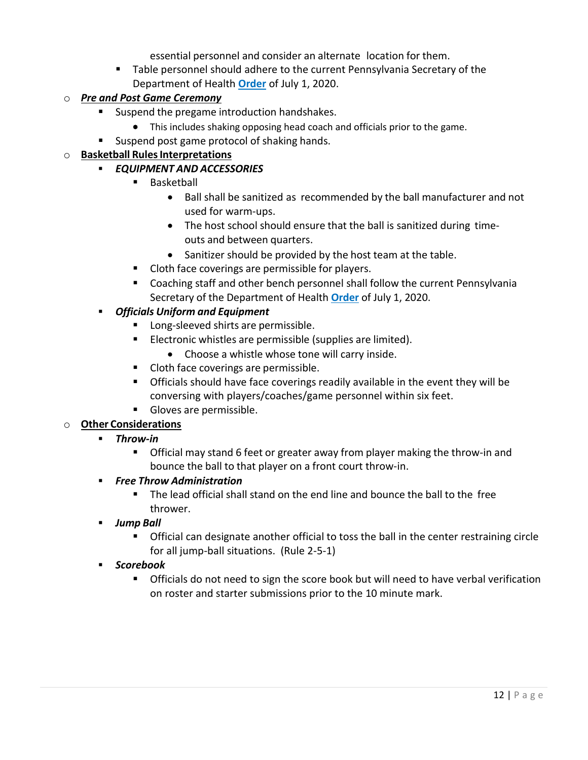essential personnel and consider an alternate location for them.
    - Table personnel should adhere to the current Pennsylvania Secretary of the Department of Health **Order** of July 1, 2020.

- ***Pre and Post Game Ceremony***
  - Suspend the pregame introduction handshakes.
    - This includes shaking opposing head coach and officials prior to the game.
  - Suspend post game protocol of shaking hands.
- **Basketball Rules Interpretations**
  - ***EQUIPMENT AND ACCESSORIES***
    - Basketball
      - Ball shall be sanitized as recommended by the ball manufacturer and not used for warm-ups.
      - The host school should ensure that the ball is sanitized during time-outs and between quarters.
      - Sanitizer should be provided by the host team at the table.
    - Cloth face coverings are permissible for players.
    - Coaching staff and other bench personnel shall follow the current Pennsylvania Secretary of the Department of Health **Order** of July 1, 2020.
  - ***Officials Uniform and Equipment***
    - Long-sleeved shirts are permissible.
    - Electronic whistles are permissible (supplies are limited).
      - Choose a whistle whose tone will carry inside.
    - Cloth face coverings are permissible.
    - Officials should have face coverings readily available in the event they will be conversing with players/coaches/game personnel within six feet.
    - Gloves are permissible.
- **Other Considerations**
  - ***Throw-in***
    - Official may stand 6 feet or greater away from player making the throw-in and bounce the ball to that player on a front court throw-in.
  - ***Free Throw Administration***
    - The lead official shall stand on the end line and bounce the ball to the free thrower.
  - ***Jump Ball***
    - Official can designate another official to toss the ball in the center restraining circle for all jump-ball situations. (Rule 2-5-1)
  - ***Scorebook***
    - Officials do not need to sign the score book but will need to have verbal verification on roster and starter submissions prior to the 10 minute mark.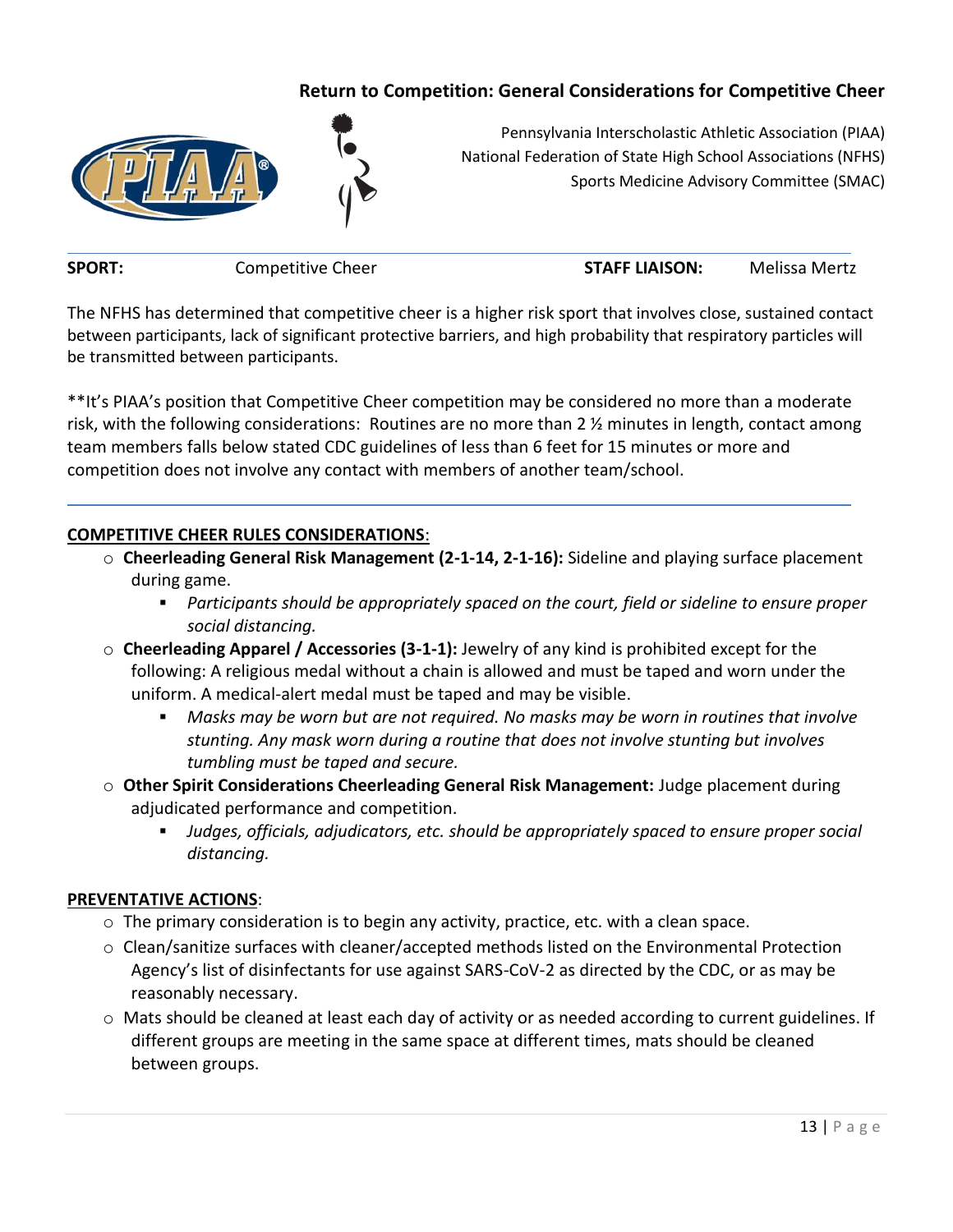## Return to Competition: General Considerations for Competitive Cheer

Pennsylvania Interscholastic Athletic Association (PIAA)
National Federation of State High School Associations (NFHS)
Sports Medicine Advisory Committee (SMAC)

**SPORT:** Competitive Cheer **STAFF LIAISON:** Melissa Mertz

The NFHS has determined that competitive cheer is a higher risk sport that involves close, sustained contact between participants, lack of significant protective barriers, and high probability that respiratory particles will be transmitted between participants.

**It's PIAA's position that Competitive Cheer competition may be considered no more than a moderate risk, with the following considerations: Routines are no more than 2 ½ minutes in length, contact among team members falls below stated CDC guidelines of less than 6 feet for 15 minutes or more and competition does not involve any contact with members of another team/school.

**<u>COMPETITIVE CHEER RULES CONSIDERATIONS</u>**:

- **Cheerleading General Risk Management (2-1-14, 2-1-16):** Sideline and playing surface placement during game.
  - *Participants should be appropriately spaced on the court, field or sideline to ensure proper social distancing.*
- **Cheerleading Apparel / Accessories (3-1-1):** Jewelry of any kind is prohibited except for the following: A religious medal without a chain is allowed and must be taped and worn under the uniform. A medical-alert medal must be taped and may be visible.
  - *Masks may be worn but are not required. No masks may be worn in routines that involve stunting. Any mask worn during a routine that does not involve stunting but involves tumbling must be taped and secure.*
- **Other Spirit Considerations Cheerleading General Risk Management:** Judge placement during adjudicated performance and competition.
  - *Judges, officials, adjudicators, etc. should be appropriately spaced to ensure proper social distancing.*

**<u>PREVENTATIVE ACTIONS</u>**:

- The primary consideration is to begin any activity, practice, etc. with a clean space.
- Clean/sanitize surfaces with cleaner/accepted methods listed on the Environmental Protection Agency's list of disinfectants for use against SARS-CoV-2 as directed by the CDC, or as may be reasonably necessary.
- Mats should be cleaned at least each day of activity or as needed according to current guidelines. If different groups are meeting in the same space at different times, mats should be cleaned between groups.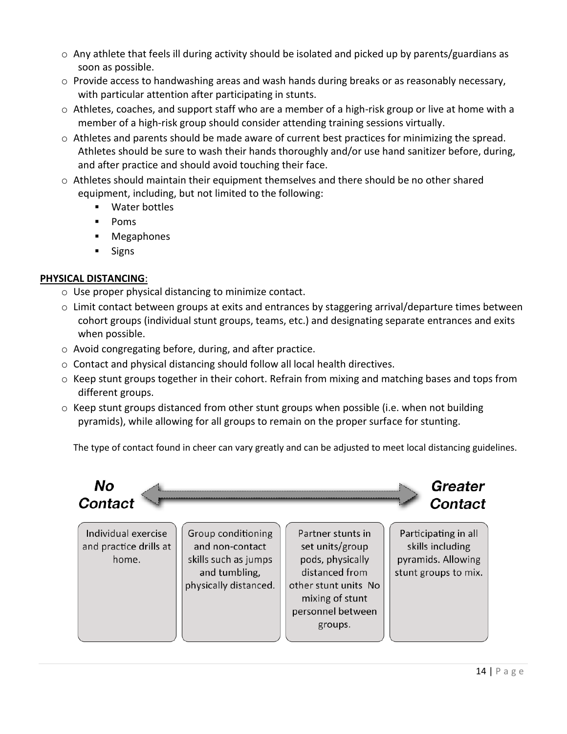- Any athlete that feels ill during activity should be isolated and picked up by parents/guardians as soon as possible.
- Provide access to handwashing areas and wash hands during breaks or as reasonably necessary, with particular attention after participating in stunts.
- Athletes, coaches, and support staff who are a member of a high-risk group or live at home with a member of a high-risk group should consider attending training sessions virtually.
- Athletes and parents should be made aware of current best practices for minimizing the spread. Athletes should be sure to wash their hands thoroughly and/or use hand sanitizer before, during, and after practice and should avoid touching their face.
- Athletes should maintain their equipment themselves and there should be no other shared equipment, including, but not limited to the following:
  - Water bottles
  - Poms
  - Megaphones
  - Signs

**PHYSICAL DISTANCING**:

- Use proper physical distancing to minimize contact.
- Limit contact between groups at exits and entrances by staggering arrival/departure times between cohort groups (individual stunt groups, teams, etc.) and designating separate entrances and exits when possible.
- Avoid congregating before, during, and after practice.
- Contact and physical distancing should follow all local health directives.
- Keep stunt groups together in their cohort. Refrain from mixing and matching bases and tops from different groups.
- Keep stunt groups distanced from other stunt groups when possible (i.e. when not building pyramids), while allowing for all groups to remain on the proper surface for stunting.

The type of contact found in cheer can vary greatly and can be adjusted to meet local distancing guidelines.

| ***No Contact*** ← | | | → ***Greater Contact*** |
|---|---|---|---|
| Individual exercise and practice drills at home. | Group conditioning and non-contact skills such as jumps and tumbling, physically distanced. | Partner stunts in set units/group pods, physically distanced from other stunt units No mixing of stunt personnel between groups. | Participating in all skills including pyramids. Allowing stunt groups to mix. |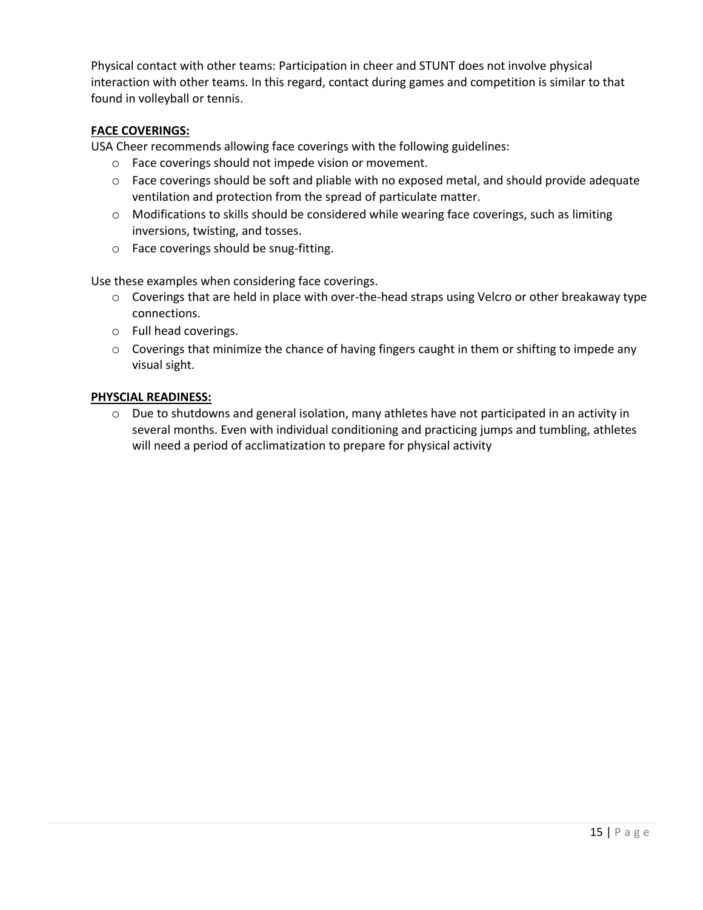Physical contact with other teams: Participation in cheer and STUNT does not involve physical interaction with other teams. In this regard, contact during games and competition is similar to that found in volleyball or tennis.

**FACE COVERINGS:**

USA Cheer recommends allowing face coverings with the following guidelines:

- Face coverings should not impede vision or movement.
- Face coverings should be soft and pliable with no exposed metal, and should provide adequate ventilation and protection from the spread of particulate matter.
- Modifications to skills should be considered while wearing face coverings, such as limiting inversions, twisting, and tosses.
- Face coverings should be snug-fitting.

Use these examples when considering face coverings.

- Coverings that are held in place with over-the-head straps using Velcro or other breakaway type connections.
- Full head coverings.
- Coverings that minimize the chance of having fingers caught in them or shifting to impede any visual sight.

**PHYSCIAL READINESS:**

- Due to shutdowns and general isolation, many athletes have not participated in an activity in several months. Even with individual conditioning and practicing jumps and tumbling, athletes will need a period of acclimatization to prepare for physical activity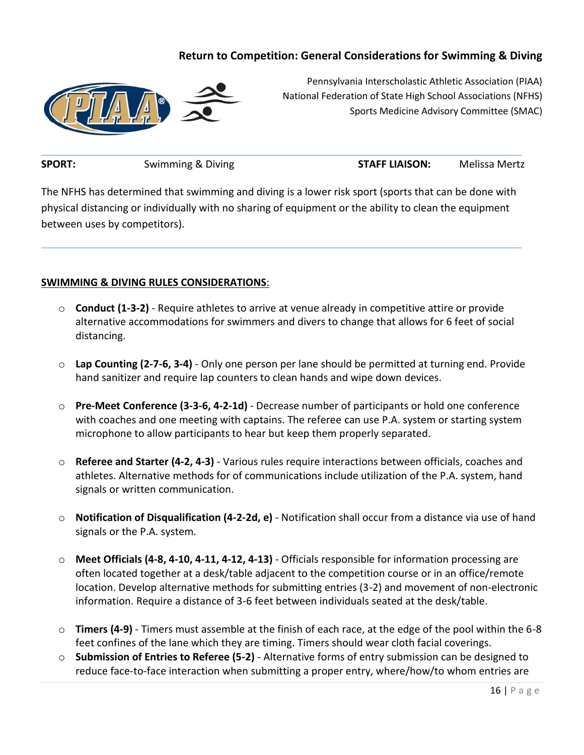## Return to Competition: General Considerations for Swimming & Diving

Pennsylvania Interscholastic Athletic Association (PIAA)
National Federation of State High School Associations (NFHS)
Sports Medicine Advisory Committee (SMAC)

**SPORT:** Swimming & Diving **STAFF LIAISON:** Melissa Mertz

The NFHS has determined that swimming and diving is a lower risk sport (sports that can be done with physical distancing or individually with no sharing of equipment or the ability to clean the equipment between uses by competitors).

**SWIMMING & DIVING RULES CONSIDERATIONS**:

- **Conduct (1-3-2)** - Require athletes to arrive at venue already in competitive attire or provide alternative accommodations for swimmers and divers to change that allows for 6 feet of social distancing.
- **Lap Counting (2-7-6, 3-4)** - Only one person per lane should be permitted at turning end. Provide hand sanitizer and require lap counters to clean hands and wipe down devices.
- **Pre-Meet Conference (3-3-6, 4-2-1d)** - Decrease number of participants or hold one conference with coaches and one meeting with captains. The referee can use P.A. system or starting system microphone to allow participants to hear but keep them properly separated.
- **Referee and Starter (4-2, 4-3)** - Various rules require interactions between officials, coaches and athletes. Alternative methods for of communications include utilization of the P.A. system, hand signals or written communication.
- **Notification of Disqualification (4-2-2d, e)** - Notification shall occur from a distance via use of hand signals or the P.A. system.
- **Meet Officials (4-8, 4-10, 4-11, 4-12, 4-13)** - Officials responsible for information processing are often located together at a desk/table adjacent to the competition course or in an office/remote location. Develop alternative methods for submitting entries (3-2) and movement of non-electronic information. Require a distance of 3-6 feet between individuals seated at the desk/table.
- **Timers (4-9)** - Timers must assemble at the finish of each race, at the edge of the pool within the 6-8 feet confines of the lane which they are timing. Timers should wear cloth facial coverings.
- **Submission of Entries to Referee (5-2)** - Alternative forms of entry submission can be designed to reduce face-to-face interaction when submitting a proper entry, where/how/to whom entries are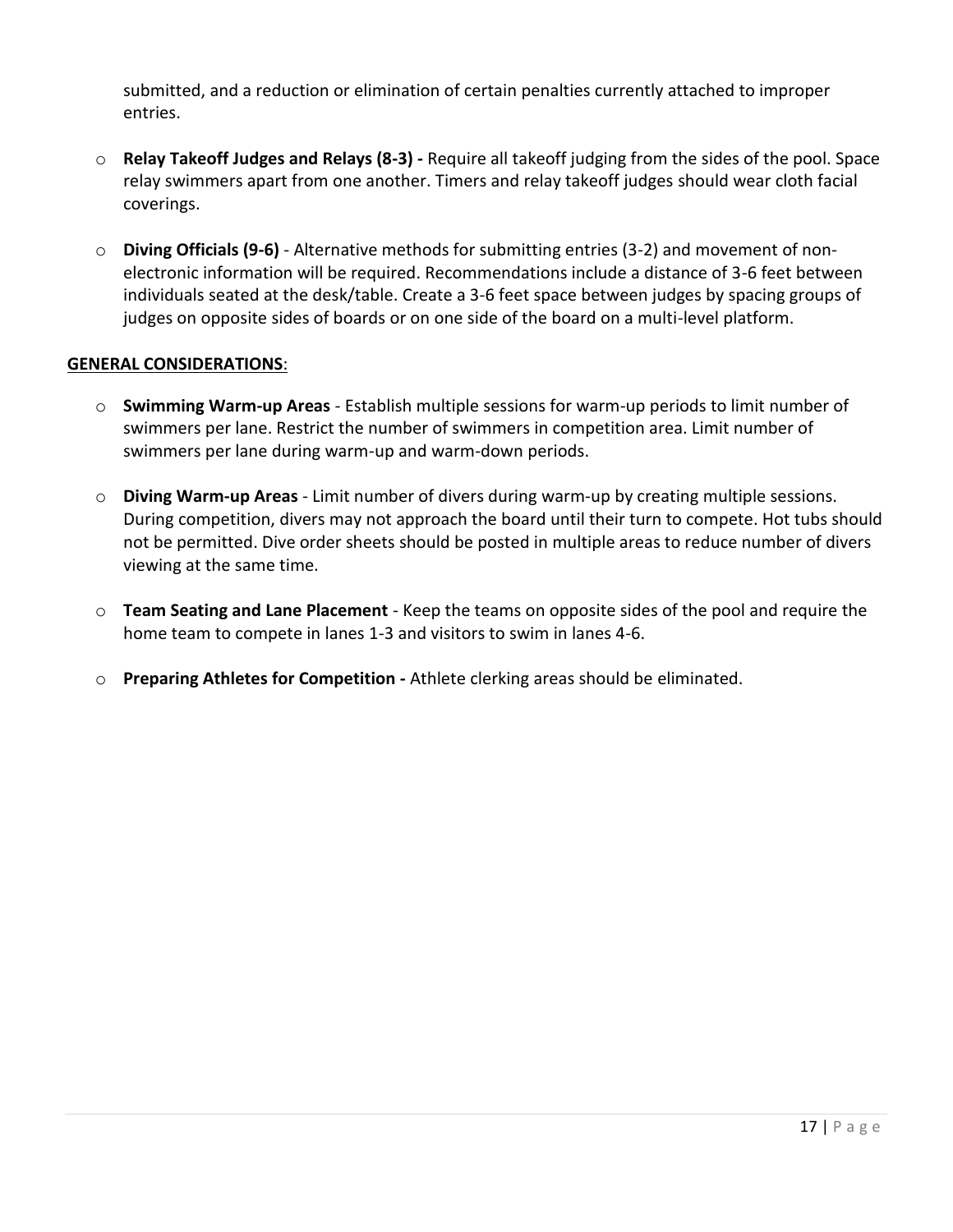submitted, and a reduction or elimination of certain penalties currently attached to improper entries.

- **Relay Takeoff Judges and Relays (8-3) -** Require all takeoff judging from the sides of the pool. Space relay swimmers apart from one another. Timers and relay takeoff judges should wear cloth facial coverings.

- **Diving Officials (9-6)** - Alternative methods for submitting entries (3-2) and movement of non-electronic information will be required. Recommendations include a distance of 3-6 feet between individuals seated at the desk/table. Create a 3-6 feet space between judges by spacing groups of judges on opposite sides of boards or on one side of the board on a multi-level platform.

**GENERAL CONSIDERATIONS**:

- **Swimming Warm-up Areas** - Establish multiple sessions for warm-up periods to limit number of swimmers per lane. Restrict the number of swimmers in competition area. Limit number of swimmers per lane during warm-up and warm-down periods.

- **Diving Warm-up Areas** - Limit number of divers during warm-up by creating multiple sessions. During competition, divers may not approach the board until their turn to compete. Hot tubs should not be permitted. Dive order sheets should be posted in multiple areas to reduce number of divers viewing at the same time.

- **Team Seating and Lane Placement** - Keep the teams on opposite sides of the pool and require the home team to compete in lanes 1-3 and visitors to swim in lanes 4-6.

- **Preparing Athletes for Competition -** Athlete clerking areas should be eliminated.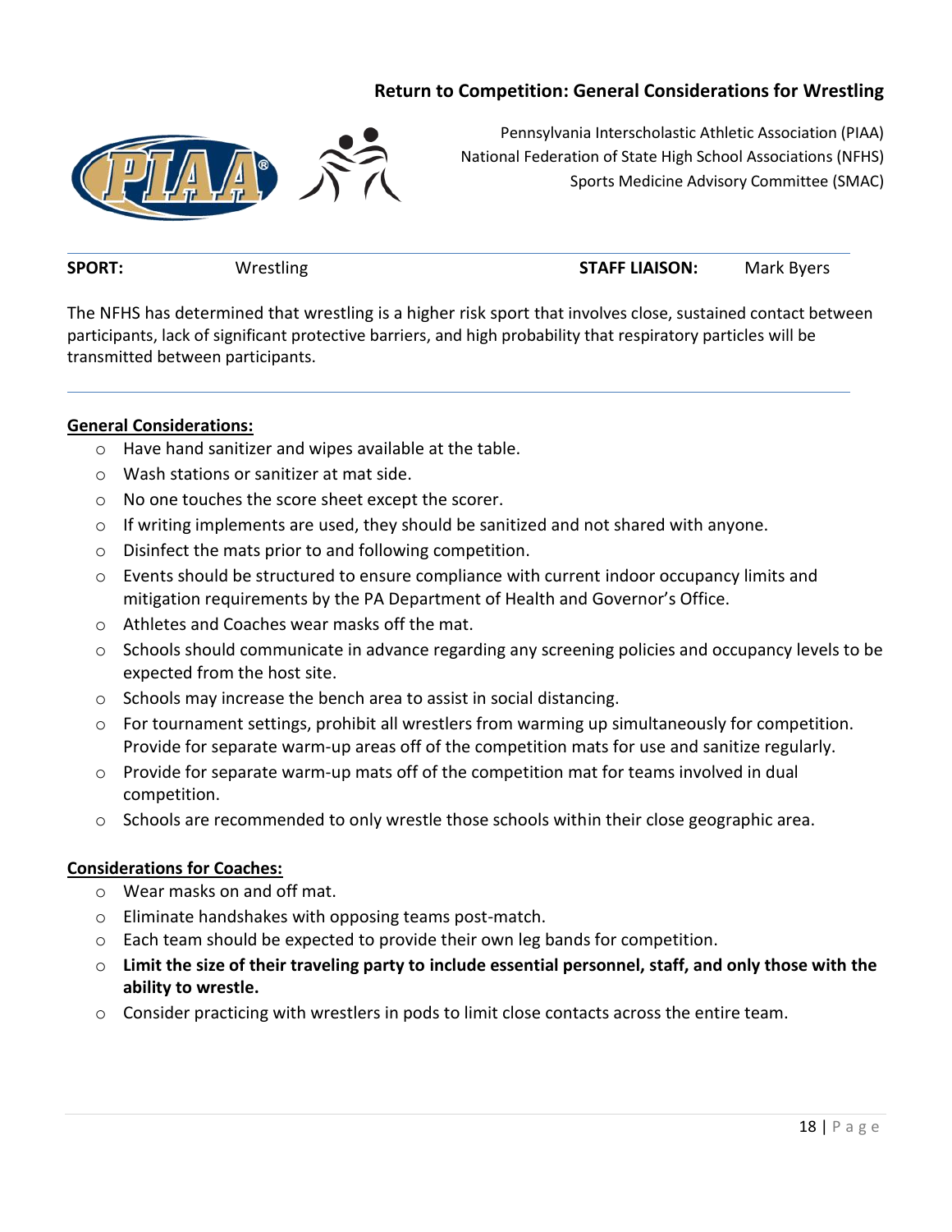# Return to Competition: General Considerations for Wrestling

Pennsylvania Interscholastic Athletic Association (PIAA)
National Federation of State High School Associations (NFHS)
Sports Medicine Advisory Committee (SMAC)

**SPORT:** Wrestling **STAFF LIAISON:** Mark Byers

The NFHS has determined that wrestling is a higher risk sport that involves close, sustained contact between participants, lack of significant protective barriers, and high probability that respiratory particles will be transmitted between participants.

## General Considerations:

- Have hand sanitizer and wipes available at the table.
- Wash stations or sanitizer at mat side.
- No one touches the score sheet except the scorer.
- If writing implements are used, they should be sanitized and not shared with anyone.
- Disinfect the mats prior to and following competition.
- Events should be structured to ensure compliance with current indoor occupancy limits and mitigation requirements by the PA Department of Health and Governor's Office.
- Athletes and Coaches wear masks off the mat.
- Schools should communicate in advance regarding any screening policies and occupancy levels to be expected from the host site.
- Schools may increase the bench area to assist in social distancing.
- For tournament settings, prohibit all wrestlers from warming up simultaneously for competition. Provide for separate warm-up areas off of the competition mats for use and sanitize regularly.
- Provide for separate warm-up mats off of the competition mat for teams involved in dual competition.
- Schools are recommended to only wrestle those schools within their close geographic area.

## Considerations for Coaches:

- Wear masks on and off mat.
- Eliminate handshakes with opposing teams post-match.
- Each team should be expected to provide their own leg bands for competition.
- **Limit the size of their traveling party to include essential personnel, staff, and only those with the ability to wrestle.**
- Consider practicing with wrestlers in pods to limit close contacts across the entire team.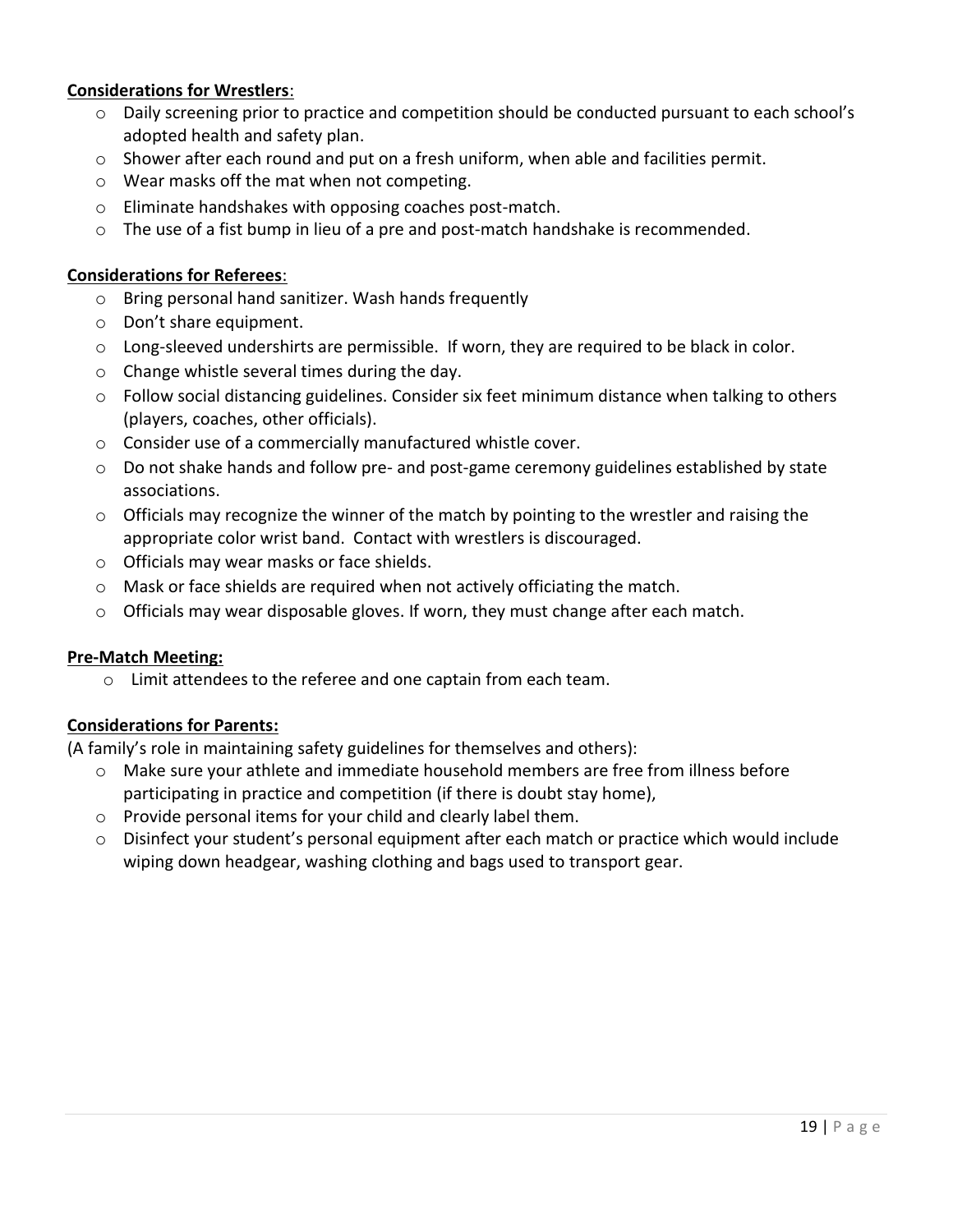**Considerations for Wrestlers**:

- Daily screening prior to practice and competition should be conducted pursuant to each school's adopted health and safety plan.
- Shower after each round and put on a fresh uniform, when able and facilities permit.
- Wear masks off the mat when not competing.
- Eliminate handshakes with opposing coaches post-match.
- The use of a fist bump in lieu of a pre and post-match handshake is recommended.

**Considerations for Referees**:

- Bring personal hand sanitizer. Wash hands frequently
- Don't share equipment.
- Long-sleeved undershirts are permissible. If worn, they are required to be black in color.
- Change whistle several times during the day.
- Follow social distancing guidelines. Consider six feet minimum distance when talking to others (players, coaches, other officials).
- Consider use of a commercially manufactured whistle cover.
- Do not shake hands and follow pre- and post-game ceremony guidelines established by state associations.
- Officials may recognize the winner of the match by pointing to the wrestler and raising the appropriate color wrist band. Contact with wrestlers is discouraged.
- Officials may wear masks or face shields.
- Mask or face shields are required when not actively officiating the match.
- Officials may wear disposable gloves. If worn, they must change after each match.

**Pre-Match Meeting:**

- Limit attendees to the referee and one captain from each team.

**Considerations for Parents:**

(A family's role in maintaining safety guidelines for themselves and others):

- Make sure your athlete and immediate household members are free from illness before participating in practice and competition (if there is doubt stay home),
- Provide personal items for your child and clearly label them.
- Disinfect your student's personal equipment after each match or practice which would include wiping down headgear, washing clothing and bags used to transport gear.